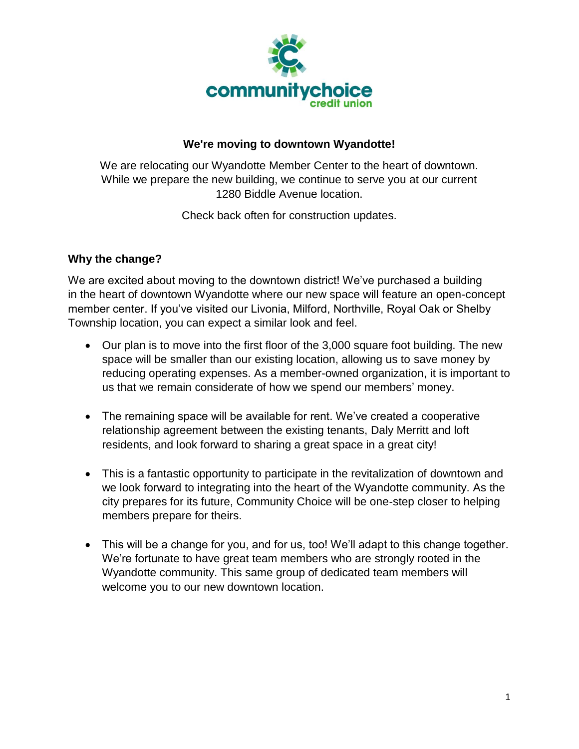community choice
credit union

## We're moving to downtown Wyandotte!

We are relocating our Wyandotte Member Center to the heart of downtown. While we prepare the new building, we continue to serve you at our current 1280 Biddle Avenue location.

Check back often for construction updates.

### Why the change?

We are excited about moving to the downtown district! We've purchased a building in the heart of downtown Wyandotte where our new space will feature an open-concept member center. If you've visited our Livonia, Milford, Northville, Royal Oak or Shelby Township location, you can expect a similar look and feel.

- Our plan is to move into the first floor of the 3,000 square foot building. The new space will be smaller than our existing location, allowing us to save money by reducing operating expenses. As a member-owned organization, it is important to us that we remain considerate of how we spend our members' money.
- The remaining space will be available for rent. We've created a cooperative relationship agreement between the existing tenants, Daly Merritt and loft residents, and look forward to sharing a great space in a great city!
- This is a fantastic opportunity to participate in the revitalization of downtown and we look forward to integrating into the heart of the Wyandotte community. As the city prepares for its future, Community Choice will be one-step closer to helping members prepare for theirs.
- This will be a change for you, and for us, too! We'll adapt to this change together. We're fortunate to have great team members who are strongly rooted in the Wyandotte community. This same group of dedicated team members will welcome you to our new downtown location.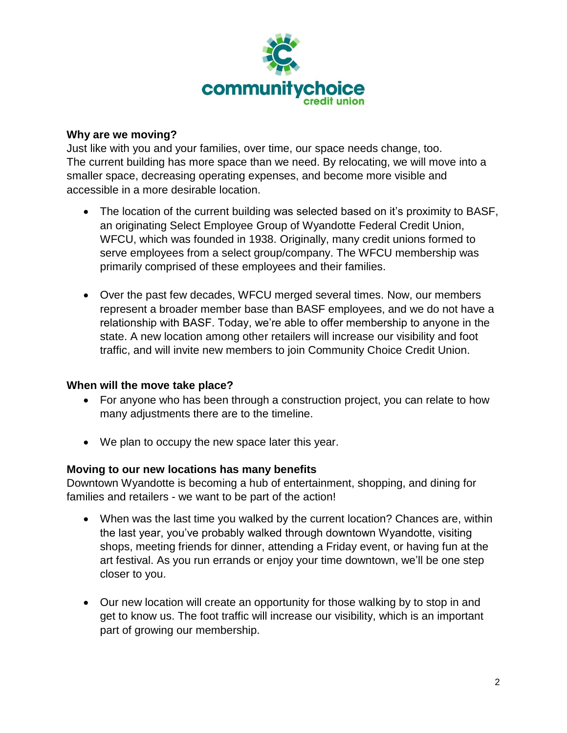**Why are we moving?**

Just like with you and your families, over time, our space needs change, too.
The current building has more space than we need. By relocating, we will move into a smaller space, decreasing operating expenses, and become more visible and accessible in a more desirable location.

- The location of the current building was selected based on it's proximity to BASF, an originating Select Employee Group of Wyandotte Federal Credit Union, WFCU, which was founded in 1938. Originally, many credit unions formed to serve employees from a select group/company. The WFCU membership was primarily comprised of these employees and their families.

- Over the past few decades, WFCU merged several times. Now, our members represent a broader member base than BASF employees, and we do not have a relationship with BASF. Today, we're able to offer membership to anyone in the state. A new location among other retailers will increase our visibility and foot traffic, and will invite new members to join Community Choice Credit Union.

**When will the move take place?**

- For anyone who has been through a construction project, you can relate to how many adjustments there are to the timeline.

- We plan to occupy the new space later this year.

**Moving to our new locations has many benefits**

Downtown Wyandotte is becoming a hub of entertainment, shopping, and dining for families and retailers - we want to be part of the action!

- When was the last time you walked by the current location? Chances are, within the last year, you've probably walked through downtown Wyandotte, visiting shops, meeting friends for dinner, attending a Friday event, or having fun at the art festival. As you run errands or enjoy your time downtown, we'll be one step closer to you.

- Our new location will create an opportunity for those walking by to stop in and get to know us. The foot traffic will increase our visibility, which is an important part of growing our membership.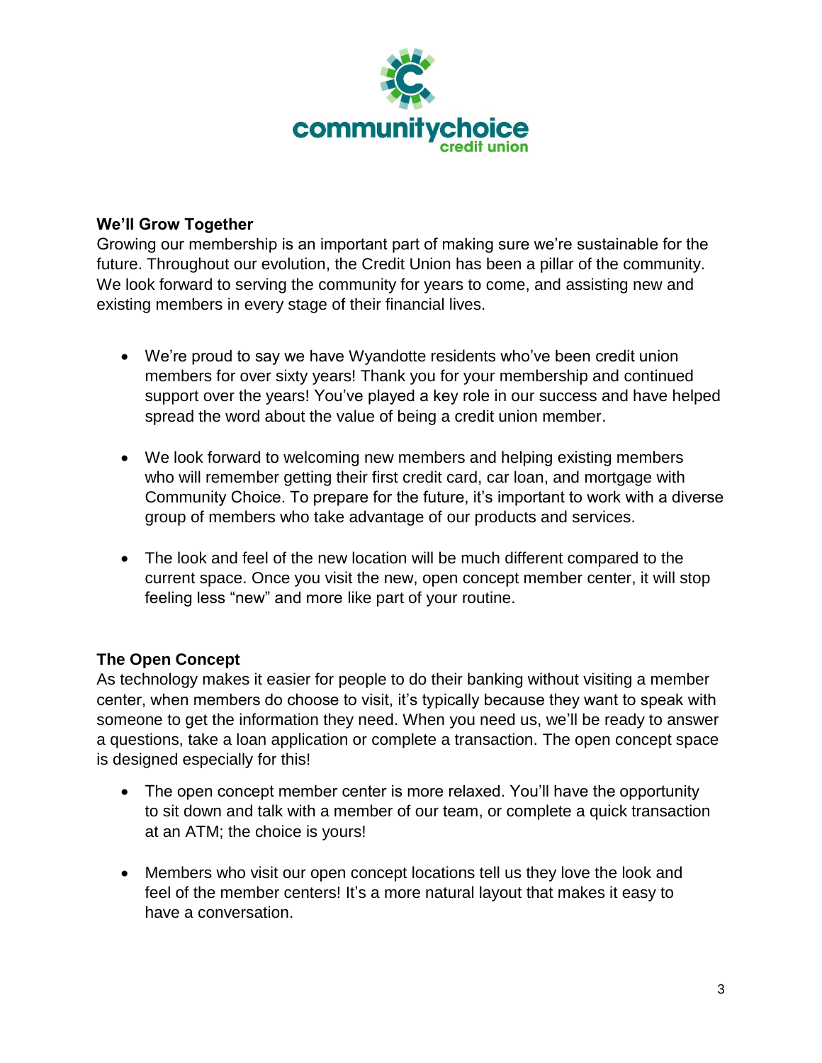**We'll Grow Together**

Growing our membership is an important part of making sure we're sustainable for the future. Throughout our evolution, the Credit Union has been a pillar of the community. We look forward to serving the community for years to come, and assisting new and existing members in every stage of their financial lives.

- We're proud to say we have Wyandotte residents who've been credit union members for over sixty years! Thank you for your membership and continued support over the years! You've played a key role in our success and have helped spread the word about the value of being a credit union member.

- We look forward to welcoming new members and helping existing members who will remember getting their first credit card, car loan, and mortgage with Community Choice. To prepare for the future, it's important to work with a diverse group of members who take advantage of our products and services.

- The look and feel of the new location will be much different compared to the current space. Once you visit the new, open concept member center, it will stop feeling less "new" and more like part of your routine.

**The Open Concept**

As technology makes it easier for people to do their banking without visiting a member center, when members do choose to visit, it's typically because they want to speak with someone to get the information they need. When you need us, we'll be ready to answer a questions, take a loan application or complete a transaction. The open concept space is designed especially for this!

- The open concept member center is more relaxed. You'll have the opportunity to sit down and talk with a member of our team, or complete a quick transaction at an ATM; the choice is yours!

- Members who visit our open concept locations tell us they love the look and feel of the member centers! It's a more natural layout that makes it easy to have a conversation.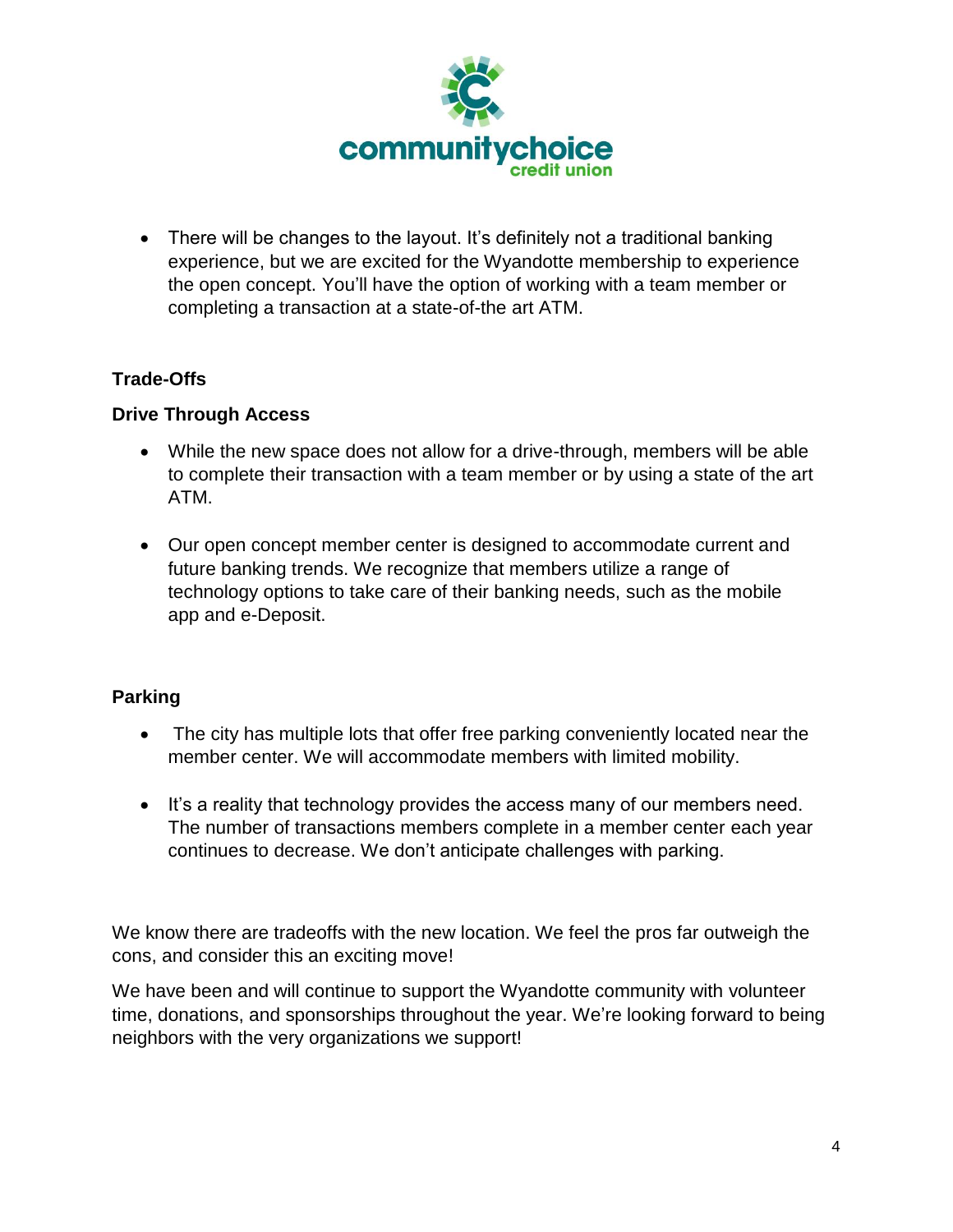- There will be changes to the layout. It's definitely not a traditional banking experience, but we are excited for the Wyandotte membership to experience the open concept. You'll have the option of working with a team member or completing a transaction at a state-of-the art ATM.

**Trade-Offs**

**Drive Through Access**

- While the new space does not allow for a drive-through, members will be able to complete their transaction with a team member or by using a state of the art ATM.

- Our open concept member center is designed to accommodate current and future banking trends. We recognize that members utilize a range of technology options to take care of their banking needs, such as the mobile app and e-Deposit.

**Parking**

- The city has multiple lots that offer free parking conveniently located near the member center. We will accommodate members with limited mobility.

- It's a reality that technology provides the access many of our members need. The number of transactions members complete in a member center each year continues to decrease. We don't anticipate challenges with parking.

We know there are tradeoffs with the new location. We feel the pros far outweigh the cons, and consider this an exciting move!

We have been and will continue to support the Wyandotte community with volunteer time, donations, and sponsorships throughout the year. We're looking forward to being neighbors with the very organizations we support!